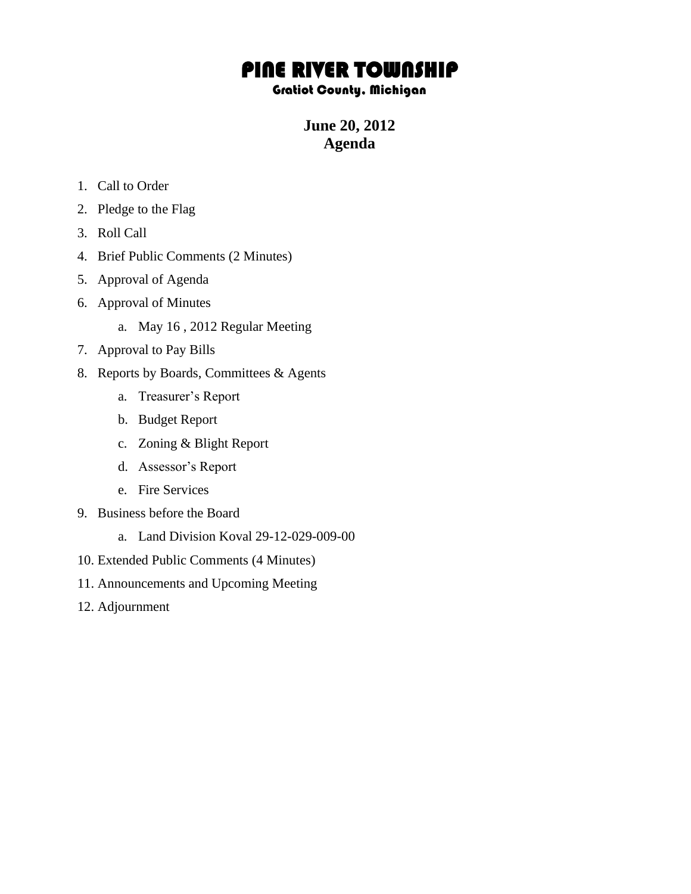# PINE RIVER TOWNSHIP

## Gratiot County, Michigan

**June 20, 2012**
**Agenda**

1. Call to Order
2. Pledge to the Flag
3. Roll Call
4. Brief Public Comments (2 Minutes)
5. Approval of Agenda
6. Approval of Minutes
    a. May 16 , 2012 Regular Meeting
7. Approval to Pay Bills
8. Reports by Boards, Committees & Agents
    a. Treasurer's Report
    b. Budget Report
    c. Zoning & Blight Report
    d. Assessor's Report
    e. Fire Services
9. Business before the Board
    a. Land Division Koval 29-12-029-009-00
10. Extended Public Comments (4 Minutes)
11. Announcements and Upcoming Meeting
12. Adjournment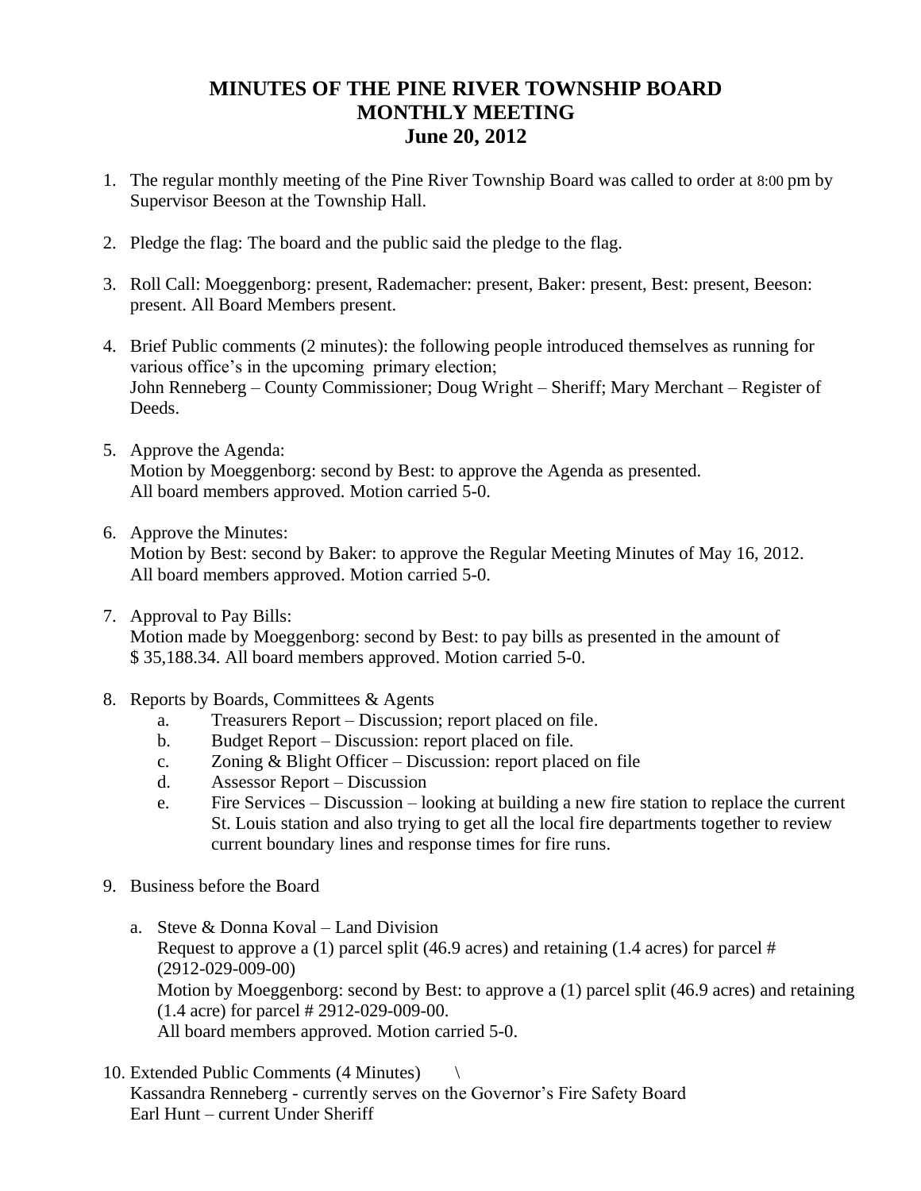# MINUTES OF THE PINE RIVER TOWNSHIP BOARD MONTHLY MEETING June 20, 2012

1. The regular monthly meeting of the Pine River Township Board was called to order at 8:00 pm by Supervisor Beeson at the Township Hall.

2. Pledge the flag: The board and the public said the pledge to the flag.

3. Roll Call: Moeggenborg: present, Rademacher: present, Baker: present, Best: present, Beeson: present. All Board Members present.

4. Brief Public comments (2 minutes): the following people introduced themselves as running for various office's in the upcoming primary election;
   John Renneberg – County Commissioner; Doug Wright – Sheriff; Mary Merchant – Register of Deeds.

5. Approve the Agenda:
   Motion by Moeggenborg: second by Best: to approve the Agenda as presented.
   All board members approved. Motion carried 5-0.

6. Approve the Minutes:
   Motion by Best: second by Baker: to approve the Regular Meeting Minutes of May 16, 2012.
   All board members approved. Motion carried 5-0.

7. Approval to Pay Bills:
   Motion made by Moeggenborg: second by Best: to pay bills as presented in the amount of $ 35,188.34. All board members approved. Motion carried 5-0.

8. Reports by Boards, Committees & Agents
   a. Treasurers Report – Discussion; report placed on file.
   b. Budget Report – Discussion: report placed on file.
   c. Zoning & Blight Officer – Discussion: report placed on file
   d. Assessor Report – Discussion
   e. Fire Services – Discussion – looking at building a new fire station to replace the current St. Louis station and also trying to get all the local fire departments together to review current boundary lines and response times for fire runs.

9. Business before the Board
   a. Steve & Donna Koval – Land Division
      Request to approve a (1) parcel split (46.9 acres) and retaining (1.4 acres) for parcel # (2912-029-009-00)
      Motion by Moeggenborg: second by Best: to approve a (1) parcel split (46.9 acres) and retaining (1.4 acre) for parcel # 2912-029-009-00.
      All board members approved. Motion carried 5-0.

10. Extended Public Comments (4 Minutes) \
    Kassandra Renneberg - currently serves on the Governor's Fire Safety Board
    Earl Hunt – current Under Sheriff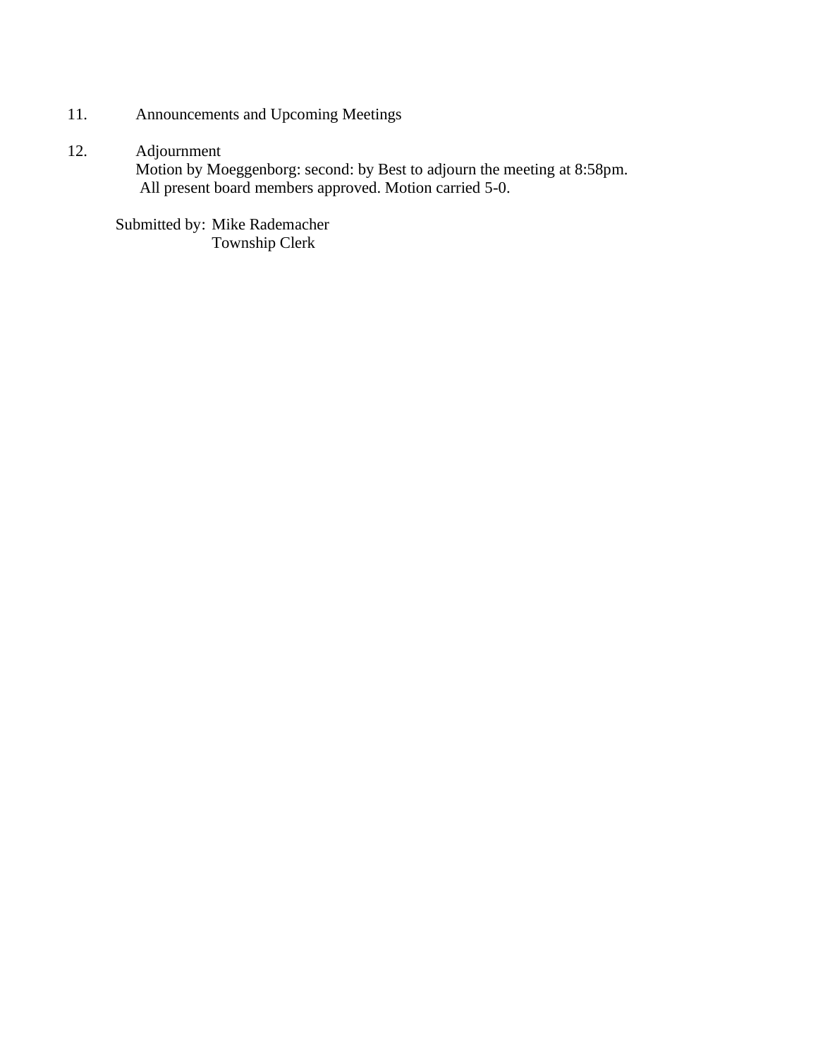11. Announcements and Upcoming Meetings

12. Adjournment

    Motion by Moeggenborg: second: by Best to adjourn the meeting at 8:58pm.
    All present board members approved. Motion carried 5-0.

Submitted by: Mike Rademacher
Township Clerk